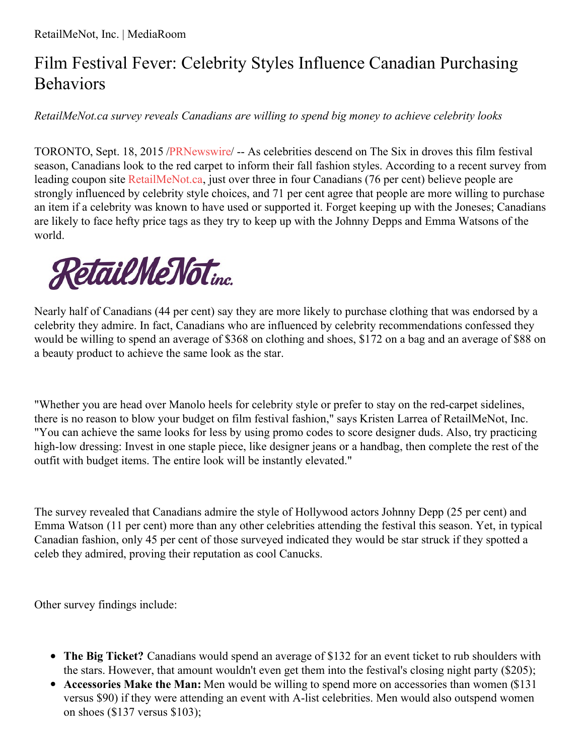RetailMeNot, Inc. | MediaRoom

# Film Festival Fever: Celebrity Styles Influence Canadian Purchasing Behaviors

*RetailMeNot.ca survey reveals Canadians are willing to spend big money to achieve celebrity looks*

TORONTO, Sept. 18, 2015 /PRNewswire/ -- As celebrities descend on The Six in droves this film festival season, Canadians look to the red carpet to inform their fall fashion styles. According to a recent survey from leading coupon site RetailMeNot.ca, just over three in four Canadians (76 per cent) believe people are strongly influenced by celebrity style choices, and 71 per cent agree that people are more willing to purchase an item if a celebrity was known to have used or supported it. Forget keeping up with the Joneses; Canadians are likely to face hefty price tags as they try to keep up with the Johnny Depps and Emma Watsons of the world.

Nearly half of Canadians (44 per cent) say they are more likely to purchase clothing that was endorsed by a celebrity they admire. In fact, Canadians who are influenced by celebrity recommendations confessed they would be willing to spend an average of $368 on clothing and shoes, $172 on a bag and an average of $88 on a beauty product to achieve the same look as the star.

"Whether you are head over Manolo heels for celebrity style or prefer to stay on the red-carpet sidelines, there is no reason to blow your budget on film festival fashion," says Kristen Larrea of RetailMeNot, Inc. "You can achieve the same looks for less by using promo codes to score designer duds. Also, try practicing high-low dressing: Invest in one staple piece, like designer jeans or a handbag, then complete the rest of the outfit with budget items. The entire look will be instantly elevated."

The survey revealed that Canadians admire the style of Hollywood actors Johnny Depp (25 per cent) and Emma Watson (11 per cent) more than any other celebrities attending the festival this season. Yet, in typical Canadian fashion, only 45 per cent of those surveyed indicated they would be star struck if they spotted a celeb they admired, proving their reputation as cool Canucks.

Other survey findings include:

- **The Big Ticket?** Canadians would spend an average of $132 for an event ticket to rub shoulders with the stars. However, that amount wouldn't even get them into the festival's closing night party ($205);
- **Accessories Make the Man:** Men would be willing to spend more on accessories than women ($131 versus $90) if they were attending an event with A-list celebrities. Men would also outspend women on shoes ($137 versus $103);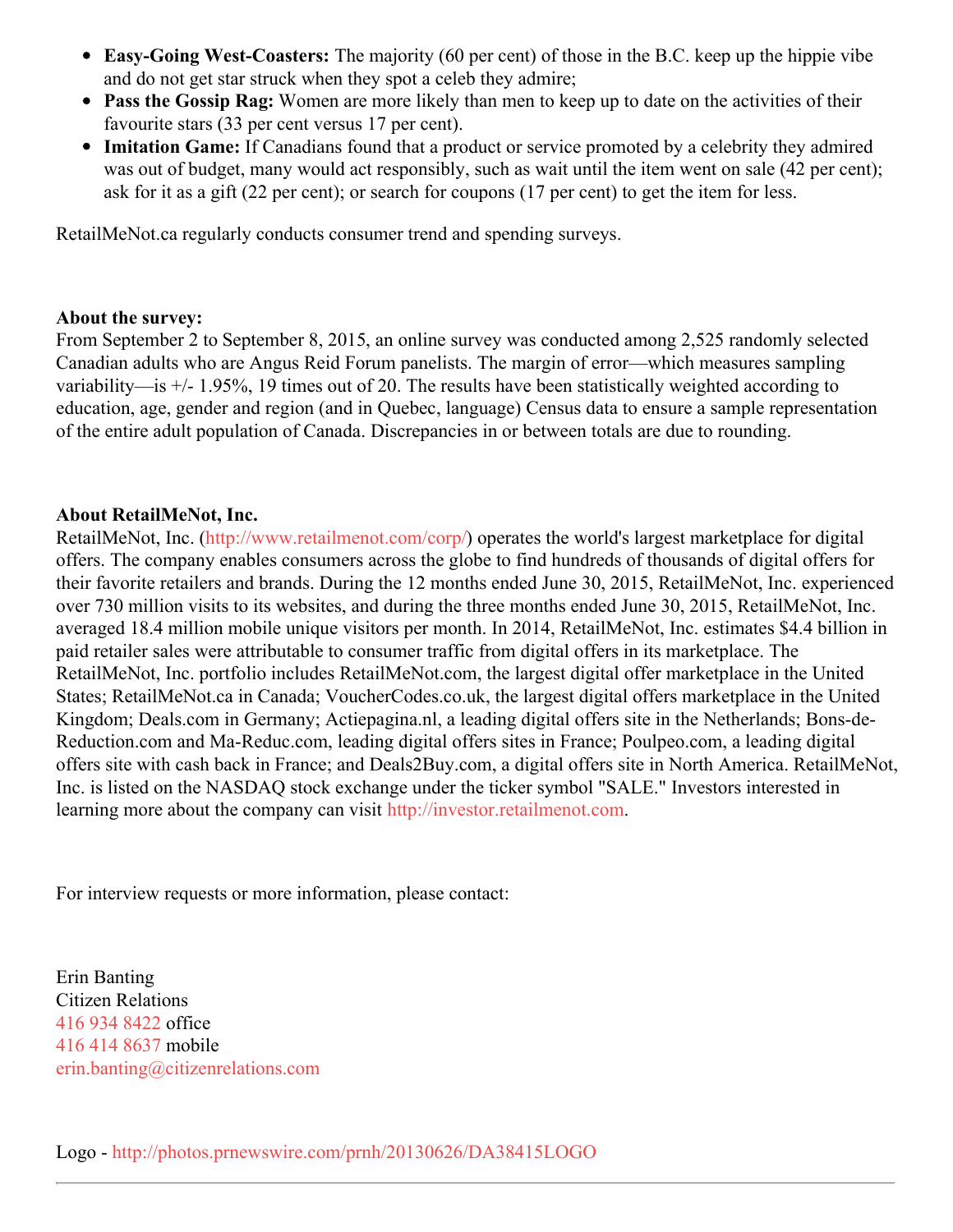- **Easy-Going West-Coasters:** The majority (60 per cent) of those in the B.C. keep up the hippie vibe and do not get star struck when they spot a celeb they admire;
- **Pass the Gossip Rag:** Women are more likely than men to keep up to date on the activities of their favourite stars (33 per cent versus 17 per cent).
- **Imitation Game:** If Canadians found that a product or service promoted by a celebrity they admired was out of budget, many would act responsibly, such as wait until the item went on sale (42 per cent); ask for it as a gift (22 per cent); or search for coupons (17 per cent) to get the item for less.

RetailMeNot.ca regularly conducts consumer trend and spending surveys.

**About the survey:**
From September 2 to September 8, 2015, an online survey was conducted among 2,525 randomly selected Canadian adults who are Angus Reid Forum panelists. The margin of error—which measures sampling variability—is +/- 1.95%, 19 times out of 20. The results have been statistically weighted according to education, age, gender and region (and in Quebec, language) Census data to ensure a sample representation of the entire adult population of Canada. Discrepancies in or between totals are due to rounding.

**About RetailMeNot, Inc.**
RetailMeNot, Inc. (http://www.retailmenot.com/corp/) operates the world's largest marketplace for digital offers. The company enables consumers across the globe to find hundreds of thousands of digital offers for their favorite retailers and brands. During the 12 months ended June 30, 2015, RetailMeNot, Inc. experienced over 730 million visits to its websites, and during the three months ended June 30, 2015, RetailMeNot, Inc. averaged 18.4 million mobile unique visitors per month. In 2014, RetailMeNot, Inc. estimates $4.4 billion in paid retailer sales were attributable to consumer traffic from digital offers in its marketplace. The RetailMeNot, Inc. portfolio includes RetailMeNot.com, the largest digital offer marketplace in the United States; RetailMeNot.ca in Canada; VoucherCodes.co.uk, the largest digital offers marketplace in the United Kingdom; Deals.com in Germany; Actiepagina.nl, a leading digital offers site in the Netherlands; Bons-de-Reduction.com and Ma-Reduc.com, leading digital offers sites in France; Poulpeo.com, a leading digital offers site with cash back in France; and Deals2Buy.com, a digital offers site in North America. RetailMeNot, Inc. is listed on the NASDAQ stock exchange under the ticker symbol "SALE." Investors interested in learning more about the company can visit http://investor.retailmenot.com.

For interview requests or more information, please contact:

Erin Banting
Citizen Relations
416 934 8422 office
416 414 8637 mobile
erin.banting@citizenrelations.com

Logo - http://photos.prnewswire.com/prnh/20130626/DA38415LOGO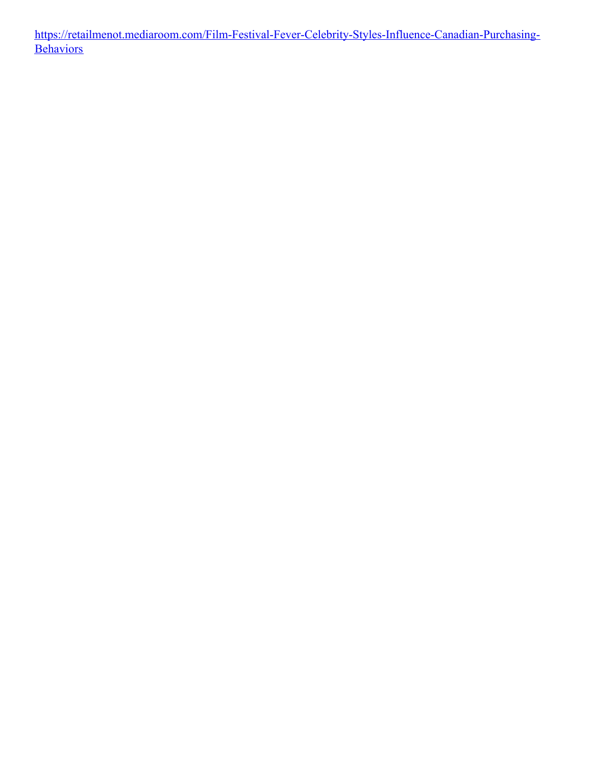[https://retailmenot.mediaroom.com/Film-Festival-Fever-Celebrity-Styles-Influence-Canadian-Purchasing-Behaviors](https://retailmenot.mediaroom.com/Film-Festival-Fever-Celebrity-Styles-Influence-Canadian-Purchasing-Behaviors)